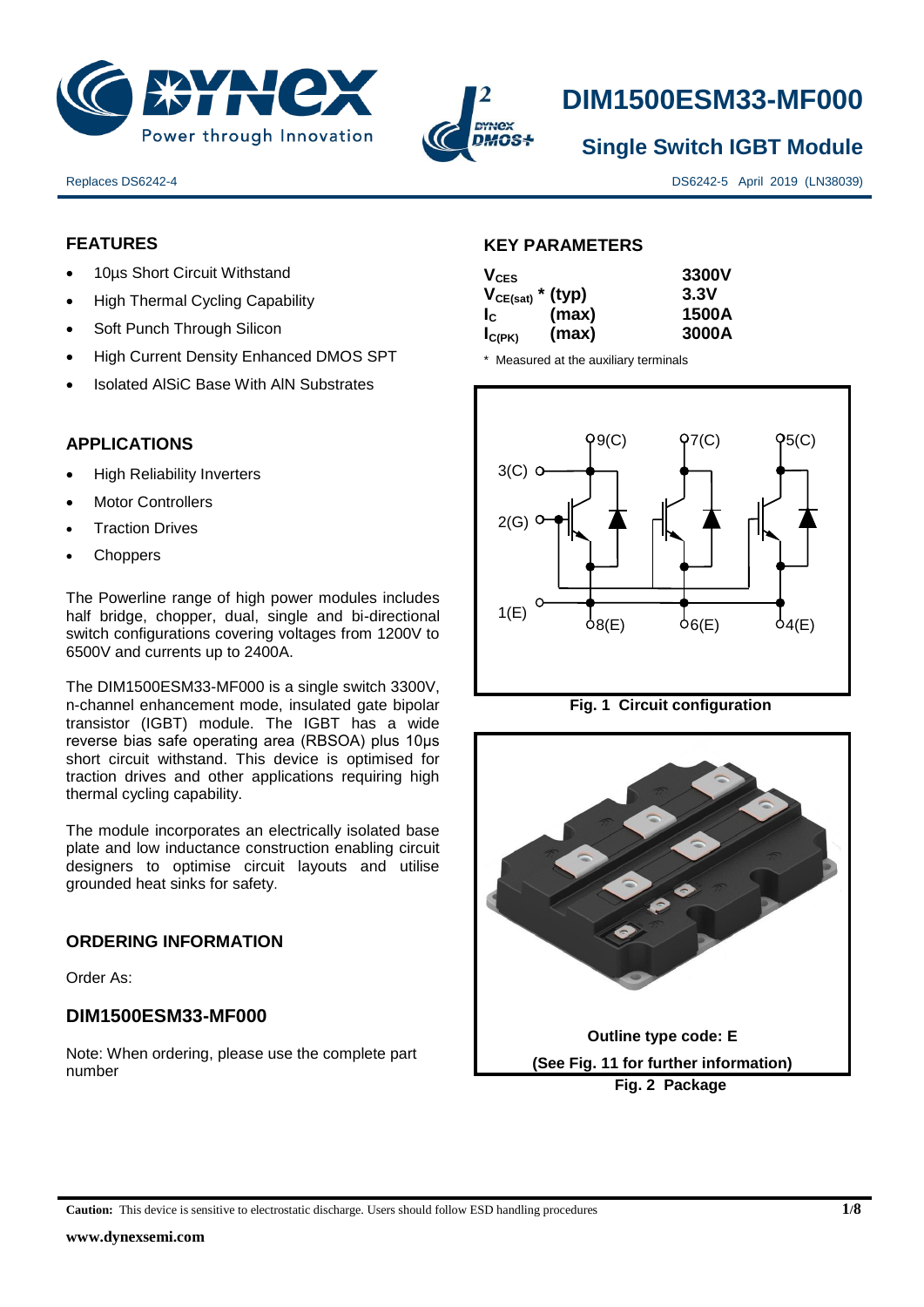# DIM1500ESM33-MF000

## Single Switch IGBT Module

Replaces DS6242-4 DS6242-5 April 2019 (LN38039)

### FEATURES

- 10µs Short Circuit Withstand
- High Thermal Cycling Capability
- Soft Punch Through Silicon
- High Current Density Enhanced DMOS SPT
- Isolated AlSiC Base With AlN Substrates

### APPLICATIONS

- High Reliability Inverters
- Motor Controllers
- Traction Drives
- Choppers

The Powerline range of high power modules includes half bridge, chopper, dual, single and bi-directional switch configurations covering voltages from 1200V to 6500V and currents up to 2400A.

The DIM1500ESM33-MF000 is a single switch 3300V, n-channel enhancement mode, insulated gate bipolar transistor (IGBT) module. The IGBT has a wide reverse bias safe operating area (RBSOA) plus 10µs short circuit withstand. This device is optimised for traction drives and other applications requiring high thermal cycling capability.

The module incorporates an electrically isolated base plate and low inductance construction enabling circuit designers to optimise circuit layouts and utilise grounded heat sinks for safety.

### ORDERING INFORMATION

Order As:

### DIM1500ESM33-MF000

Note: When ordering, please use the complete part number

### KEY PARAMETERS

| | | |
|---|---|---|
| $V_{CES}$ | | 3300V |
| $V_{CE(sat)}$ * | (typ) | 3.3V |
| $I_C$ | (max) | 1500A |
| $I_{C(PK)}$ | (max) | 3000A |

\* Measured at the auxiliary terminals

9(C) 7(C) 5(C)
3(C)
2(G)
1(E)
8(E) 6(E) 4(E)

**Fig. 1 Circuit configuration**

**Outline type code: E**

**(See Fig. 11 for further information)**

**Fig. 2 Package**

**Caution:** This device is sensitive to electrostatic discharge. Users should follow ESD handling procedures

**www.dynexsemi.com**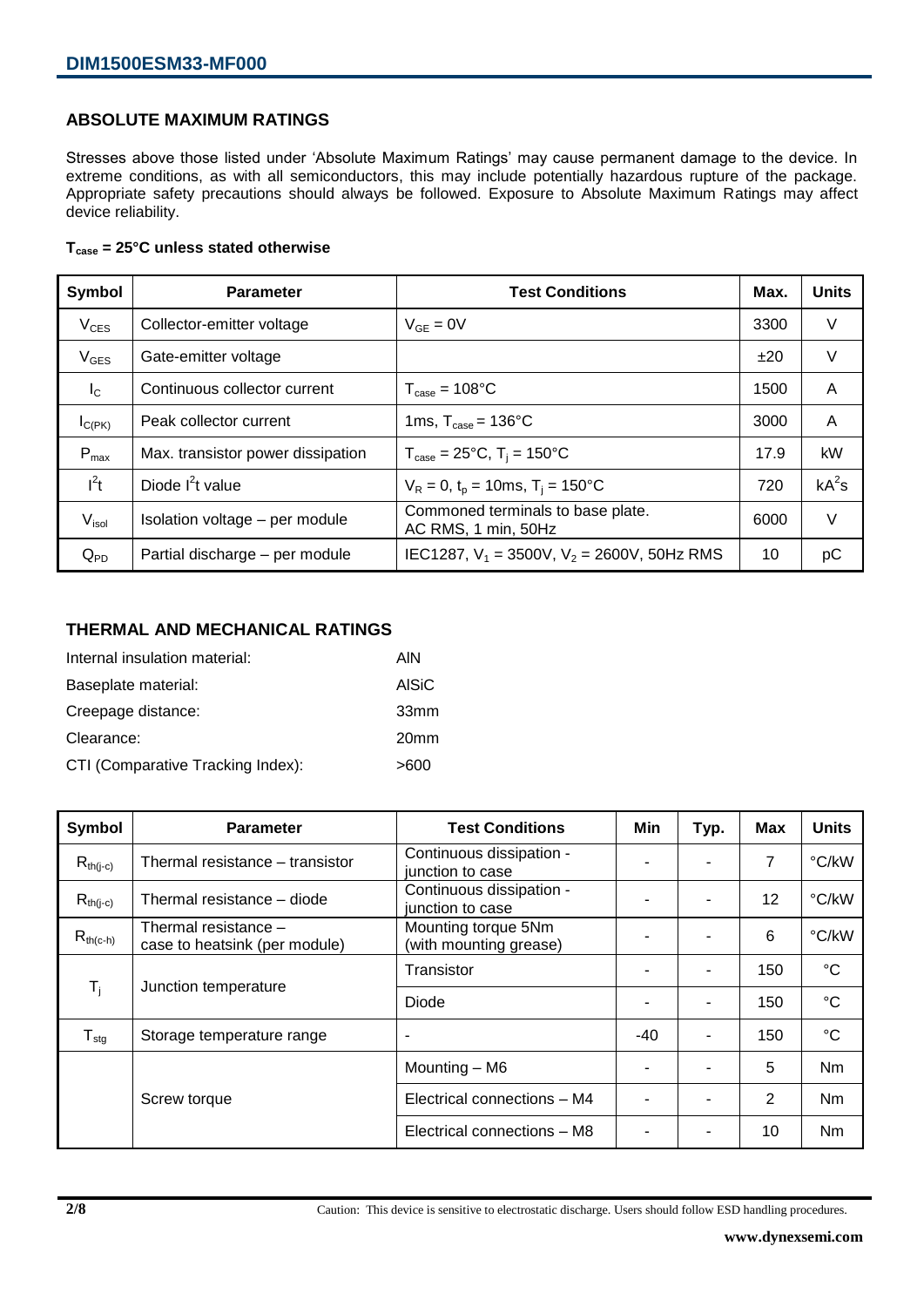## ABSOLUTE MAXIMUM RATINGS

Stresses above those listed under 'Absolute Maximum Ratings' may cause permanent damage to the device. In extreme conditions, as with all semiconductors, this may include potentially hazardous rupture of the package. Appropriate safety precautions should always be followed. Exposure to Absolute Maximum Ratings may affect device reliability.

**$T_{case}$ = 25°C unless stated otherwise**

| Symbol | Parameter | Test Conditions | Max. | Units |
|---|---|---|---|---|
| $V_{CES}$ | Collector-emitter voltage | $V_{GE}$ = 0V | 3300 | V |
| $V_{GES}$ | Gate-emitter voltage | | ±20 | V |
| $I_C$ | Continuous collector current | $T_{case}$ = 108°C | 1500 | A |
| $I_{C(PK)}$ | Peak collector current | 1ms, $T_{case}$ = 136°C | 3000 | A |
| $P_{max}$ | Max. transistor power dissipation | $T_{case}$ = 25°C, $T_j$ = 150°C | 17.9 | kW |
| $I^2t$ | Diode $I^2t$ value | $V_R$ = 0, $t_p$ = 10ms, $T_j$ = 150°C | 720 | $kA^2s$ |
| $V_{isol}$ | Isolation voltage – per module | Commoned terminals to base plate. AC RMS, 1 min, 50Hz | 6000 | V |
| $Q_{PD}$ | Partial discharge – per module | IEC1287, $V_1$ = 3500V, $V_2$ = 2600V, 50Hz RMS | 10 | pC |

## THERMAL AND MECHANICAL RATINGS

Internal insulation material: AlN

Baseplate material: AlSiC

Creepage distance: 33mm

Clearance: 20mm

CTI (Comparative Tracking Index): >600

| Symbol | Parameter | Test Conditions | Min | Typ. | Max | Units |
|---|---|---|---|---|---|---|
| $R_{th(j-c)}$ | Thermal resistance – transistor | Continuous dissipation - junction to case | - | - | 7 | °C/kW |
| $R_{th(j-c)}$ | Thermal resistance – diode | Continuous dissipation - junction to case | - | - | 12 | °C/kW |
| $R_{th(c-h)}$ | Thermal resistance – case to heatsink (per module) | Mounting torque 5Nm (with mounting grease) | - | - | 6 | °C/kW |
| $T_j$ | Junction temperature | Transistor | - | - | 150 | °C |
| | | Diode | - | - | 150 | °C |
| $T_{stg}$ | Storage temperature range | - | -40 | - | 150 | °C |
| | Screw torque | Mounting – M6 | - | - | 5 | Nm |
| | | Electrical connections – M4 | - | - | 2 | Nm |
| | | Electrical connections – M8 | - | - | 10 | Nm |

Caution: This device is sensitive to electrostatic discharge. Users should follow ESD handling procedures.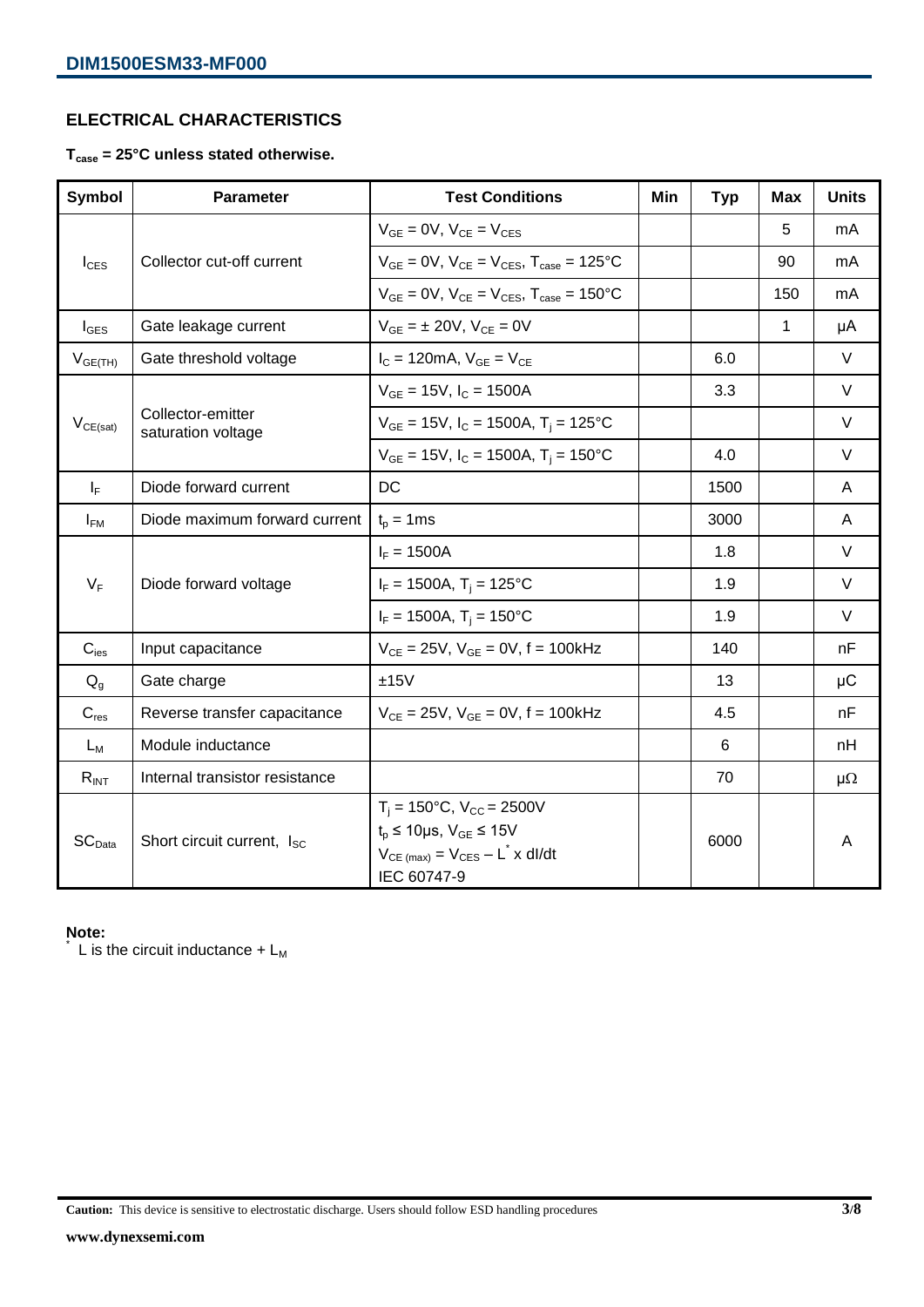## ELECTRICAL CHARACTERISTICS

**$T_{case}$ = 25°C unless stated otherwise.**

| Symbol | Parameter | Test Conditions | Min | Typ | Max | Units |
|---|---|---|---|---|---|---|
| $I_{CES}$ | Collector cut-off current | $V_{GE}$ = 0V, $V_{CE}$ = $V_{CES}$ | | | 5 | mA |
| | | $V_{GE}$ = 0V, $V_{CE}$ = $V_{CES}$, $T_{case}$ = 125°C | | | 90 | mA |
| | | $V_{GE}$ = 0V, $V_{CE}$ = $V_{CES}$, $T_{case}$ = 150°C | | | 150 | mA |
| $I_{GES}$ | Gate leakage current | $V_{GE}$ = ± 20V, $V_{CE}$ = 0V | | | 1 | μA |
| $V_{GE(TH)}$ | Gate threshold voltage | $I_C$ = 120mA, $V_{GE}$ = $V_{CE}$ | | 6.0 | | V |
| $V_{CE(sat)}$ | Collector-emitter saturation voltage | $V_{GE}$ = 15V, $I_C$ = 1500A | | 3.3 | | V |
| | | $V_{GE}$ = 15V, $I_C$ = 1500A, $T_j$ = 125°C | | | | V |
| | | $V_{GE}$ = 15V, $I_C$ = 1500A, $T_j$ = 150°C | | 4.0 | | V |
| $I_F$ | Diode forward current | DC | | 1500 | | A |
| $I_{FM}$ | Diode maximum forward current | $t_p$ = 1ms | | 3000 | | A |
| $V_F$ | Diode forward voltage | $I_F$ = 1500A | | 1.8 | | V |
| | | $I_F$ = 1500A, $T_j$ = 125°C | | 1.9 | | V |
| | | $I_F$ = 1500A, $T_j$ = 150°C | | 1.9 | | V |
| $C_{ies}$ | Input capacitance | $V_{CE}$ = 25V, $V_{GE}$ = 0V, f = 100kHz | | 140 | | nF |
| $Q_g$ | Gate charge | ±15V | | 13 | | μC |
| $C_{res}$ | Reverse transfer capacitance | $V_{CE}$ = 25V, $V_{GE}$ = 0V, f = 100kHz | | 4.5 | | nF |
| $L_M$ | Module inductance | | | 6 | | nH |
| $R_{INT}$ | Internal transistor resistance | | | 70 | | μΩ |
| $SC_{Data}$ | Short circuit current, $I_{SC}$ | $T_j$ = 150°C, $V_{CC}$ = 2500V<br>$t_p$ ≤ 10μs, $V_{GE}$ ≤ 15V<br>$V_{CE\,(max)} = V_{CES} - L^* \times dI/dt$<br>IEC 60747-9 | | 6000 | | A |

**Note:**

[*] L is the circuit inductance + $L_M$

**Caution:** This device is sensitive to electrostatic discharge. Users should follow ESD handling procedures

www.dynexsemi.com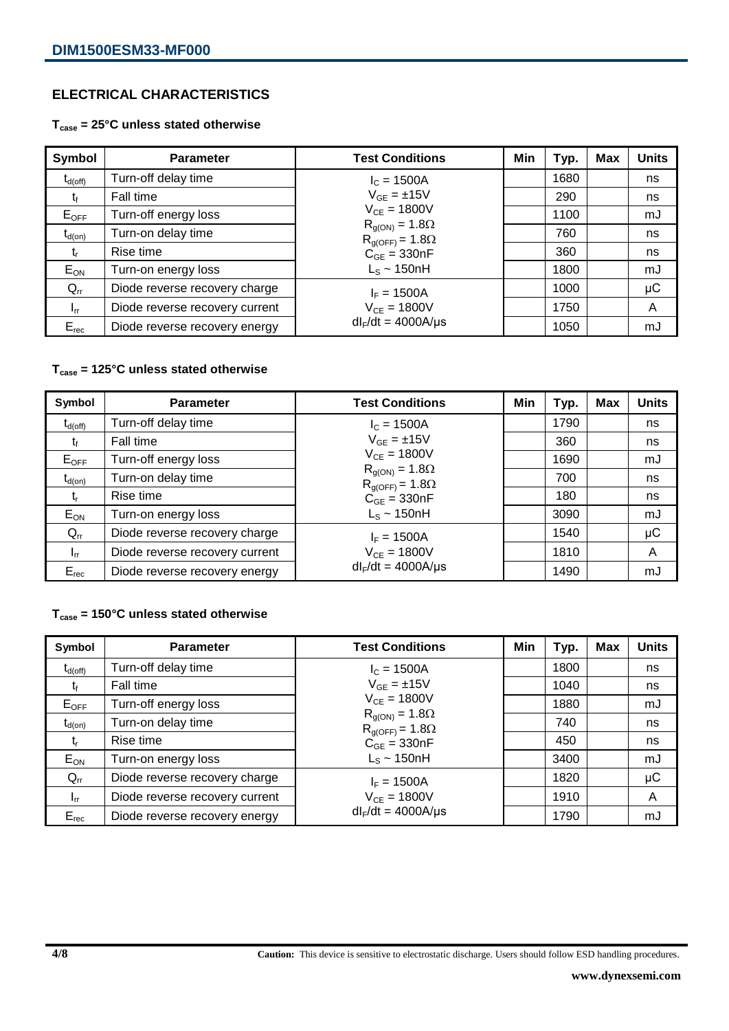## ELECTRICAL CHARACTERISTICS

**$T_{case}$ = 25°C unless stated otherwise**

| Symbol | Parameter | Test Conditions | Min | Typ. | Max | Units |
|---|---|---|---|---|---|---|
| $t_{d(off)}$ | Turn-off delay time | $I_C$ = 1500A<br>$V_{GE}$ = ±15V<br>$V_{CE}$ = 1800V<br>$R_{g(ON)}$ = 1.8Ω<br>$R_{g(OFF)}$ = 1.8Ω<br>$C_{GE}$ = 330nF<br>$L_S$ ~ 150nH | | 1680 | | ns |
| $t_f$ | Fall time | | | 290 | | ns |
| $E_{OFF}$ | Turn-off energy loss | | | 1100 | | mJ |
| $t_{d(on)}$ | Turn-on delay time | | | 760 | | ns |
| $t_r$ | Rise time | | | 360 | | ns |
| $E_{ON}$ | Turn-on energy loss | | | 1800 | | mJ |
| $Q_{rr}$ | Diode reverse recovery charge | $I_F$ = 1500A<br>$V_{CE}$ = 1800V<br>$dI_F/dt$ = 4000A/μs | | 1000 | | μC |
| $I_{rr}$ | Diode reverse recovery current | | | 1750 | | A |
| $E_{rec}$ | Diode reverse recovery energy | | | 1050 | | mJ |

**$T_{case}$ = 125°C unless stated otherwise**

| Symbol | Parameter | Test Conditions | Min | Typ. | Max | Units |
|---|---|---|---|---|---|---|
| $t_{d(off)}$ | Turn-off delay time | $I_C$ = 1500A<br>$V_{GE}$ = ±15V<br>$V_{CE}$ = 1800V<br>$R_{g(ON)}$ = 1.8Ω<br>$R_{g(OFF)}$ = 1.8Ω<br>$C_{GE}$ = 330nF<br>$L_S$ ~ 150nH | | 1790 | | ns |
| $t_f$ | Fall time | | | 360 | | ns |
| $E_{OFF}$ | Turn-off energy loss | | | 1690 | | mJ |
| $t_{d(on)}$ | Turn-on delay time | | | 700 | | ns |
| $t_r$ | Rise time | | | 180 | | ns |
| $E_{ON}$ | Turn-on energy loss | | | 3090 | | mJ |
| $Q_{rr}$ | Diode reverse recovery charge | $I_F$ = 1500A<br>$V_{CE}$ = 1800V<br>$dI_F/dt$ = 4000A/μs | | 1540 | | μC |
| $I_{rr}$ | Diode reverse recovery current | | | 1810 | | A |
| $E_{rec}$ | Diode reverse recovery energy | | | 1490 | | mJ |

**$T_{case}$ = 150°C unless stated otherwise**

| Symbol | Parameter | Test Conditions | Min | Typ. | Max | Units |
|---|---|---|---|---|---|---|
| $t_{d(off)}$ | Turn-off delay time | $I_C$ = 1500A<br>$V_{GE}$ = ±15V<br>$V_{CE}$ = 1800V<br>$R_{g(ON)}$ = 1.8Ω<br>$R_{g(OFF)}$ = 1.8Ω<br>$C_{GE}$ = 330nF<br>$L_S$ ~ 150nH | | 1800 | | ns |
| $t_f$ | Fall time | | | 1040 | | ns |
| $E_{OFF}$ | Turn-off energy loss | | | 1880 | | mJ |
| $t_{d(on)}$ | Turn-on delay time | | | 740 | | ns |
| $t_r$ | Rise time | | | 450 | | ns |
| $E_{ON}$ | Turn-on energy loss | | | 3400 | | mJ |
| $Q_{rr}$ | Diode reverse recovery charge | $I_F$ = 1500A<br>$V_{CE}$ = 1800V<br>$dI_F/dt$ = 4000A/μs | | 1820 | | μC |
| $I_{rr}$ | Diode reverse recovery current | | | 1910 | | A |
| $E_{rec}$ | Diode reverse recovery energy | | | 1790 | | mJ |

**Caution:** This device is sensitive to electrostatic discharge. Users should follow ESD handling procedures.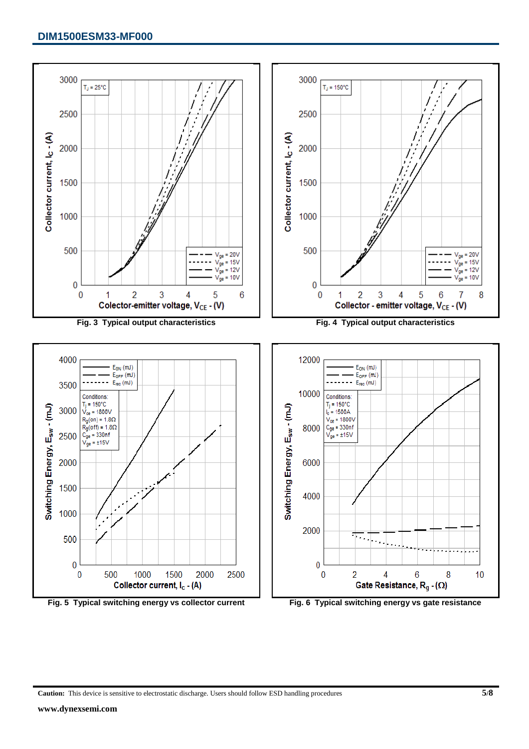Fig. 3 chart text:

$T_J$ = 25°C

Collector current, $I_C$ - (A)

3000
2500
2000
1500
1000
500
0

0 1 2 3 4 5 6

Colector-emitter voltage, $V_{CE}$ - (V)

$V_{ge}$ = 20V
$V_{ge}$ = 15V
$V_{ge}$ = 12V
$V_{ge}$ = 10V

**Fig. 3 Typical output characteristics**

Fig. 4 chart text:

$T_J$ = 150°C

Collector current, $I_C$ - (A)

3000
2500
2000
1500
1000
500
0

0 1 2 3 4 5 6 7 8

Collector - emitter voltage, $V_{CE}$ - (V)

$V_{ge}$ = 20V
$V_{ge}$ = 15V
$V_{ge}$ = 12V
$V_{ge}$ = 10V

**Fig. 4 Typical output characteristics**

Fig. 5 chart text:

$E_{ON}$ (mJ)
$E_{OFF}$ (mJ)
$E_{rec}$ (mJ)

Conditions:
$T_j$ = 150°C
$V_{ce}$ = 1800V
$R_g$(on) = 1.8Ω
$R_g$(off) = 1.8Ω
$C_{ge}$ = 330nf
$V_{ge}$ = ±15V

Switching Energy, $E_{sw}$ - (mJ)

4000
3500
3000
2500
2000
1500
1000
500
0

0 500 1000 1500 2000 2500

Collector current, $I_c$ - (A)

**Fig. 5 Typical switching energy vs collector current**

Fig. 6 chart text:

$E_{ON}$ (mJ)
$E_{OFF}$ (mJ)
$E_{rec}$ (mJ)

Conditions:
$T_j$ = 150°C
$I_c$ = 1500A
$V_{ce}$ = 1800V
$C_{ge}$ = 330nf
$V_{ge}$ = ±15V

Switching Energy, $E_{sw}$ - (mJ)

12000
10000
8000
6000
4000
2000
0

0 2 4 6 8 10

Gate Resistance, $R_g$ - (Ω)

**Fig. 6 Typical switching energy vs gate resistance**

**Caution:** This device is sensitive to electrostatic discharge. Users should follow ESD handling procedures

**www.dynexsemi.com**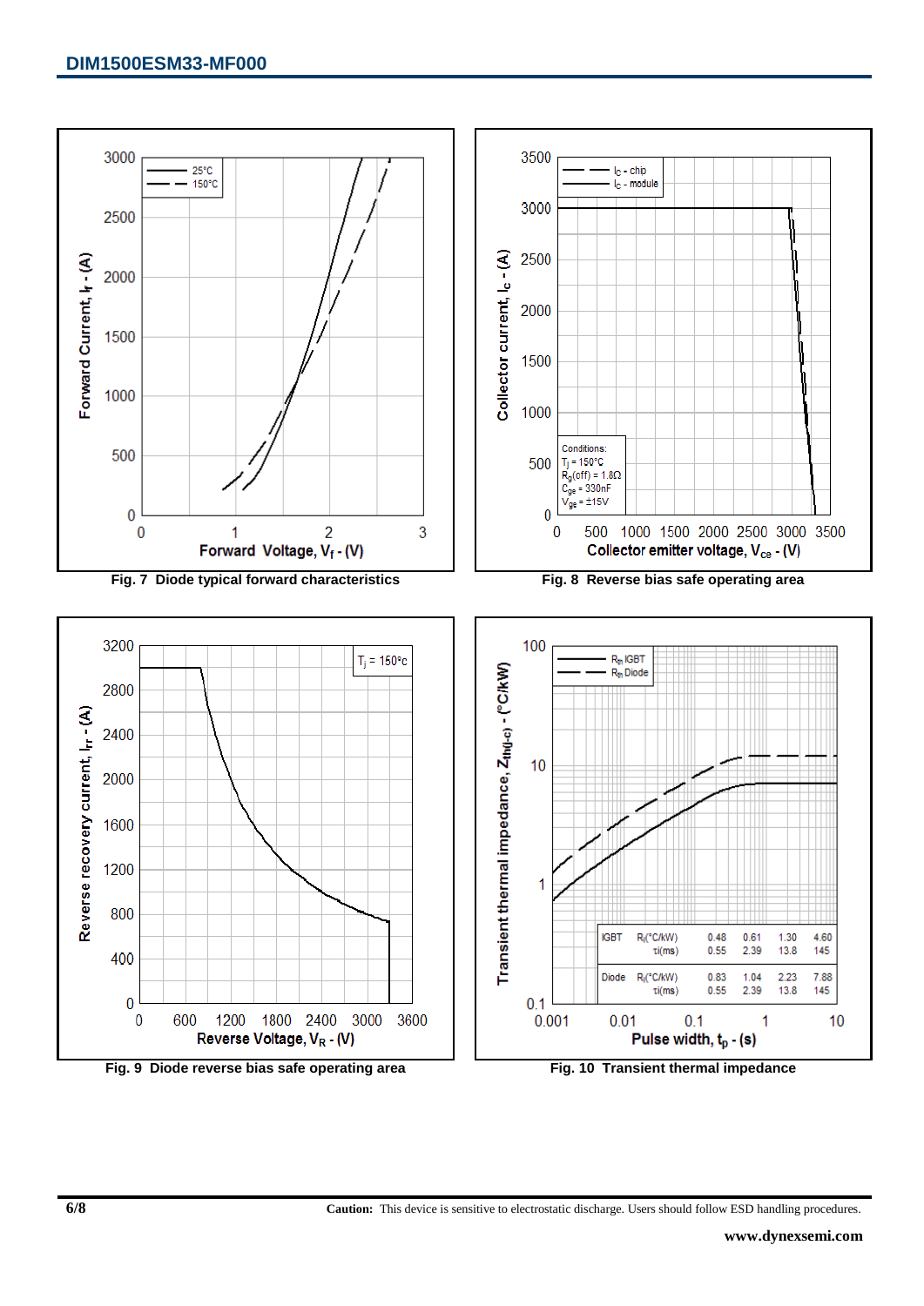Forward Current, $I_f$ - (A)

3000
2500
2000
1500
1000
500
0

0 1 2 3

Forward Voltage, $V_f$ - (V)

25°C
150°C

Fig. 7 Diode typical forward characteristics

Collector current, $I_c$ - (A)

3500
3000
2500
2000
1500
1000
500
0

0 500 1000 1500 2000 2500 3000 3500

Collector emitter voltage, $V_{ce}$ - (V)

$I_C$ - chip
$I_C$ - module

Conditions:
$T_j$ = 150°C
$R_g$(off) = 1.8Ω
$C_{ge}$ = 330nF
$V_{ge}$ = ±15V

Fig. 8 Reverse bias safe operating area

Reverse recovery current, $I_{rr}$ - (A)

3200
2800
2400
2000
1600
1200
800
400
0

0 600 1200 1800 2400 3000 3600

Reverse Voltage, $V_R$ - (V)

$T_j$ = 150°c

Fig. 9 Diode reverse bias safe operating area

Transient thermal impedance, $Z_{th(j-c)}$ - (°C/kW)

100
10
1
0.1

0.001 0.01 0.1 1 10

Pulse width, $t_p$ - (s)

$R_{th}$ IGBT
$R_{th}$ Diode

| | | | | | |
|---|---|---|---|---|---|
| IGBT | $R_i$(°C/kW) | 0.48 | 0.61 | 1.30 | 4.60 |
| | $\tau_i$(ms) | 0.55 | 2.39 | 13.8 | 145 |
| Diode | $R_i$(°C/kW) | 0.83 | 1.04 | 2.23 | 7.88 |
| | $\tau_i$(ms) | 0.55 | 2.39 | 13.8 | 145 |

Fig. 10 Transient thermal impedance

**Caution:** This device is sensitive to electrostatic discharge. Users should follow ESD handling procedures.

**www.dynexsemi.com**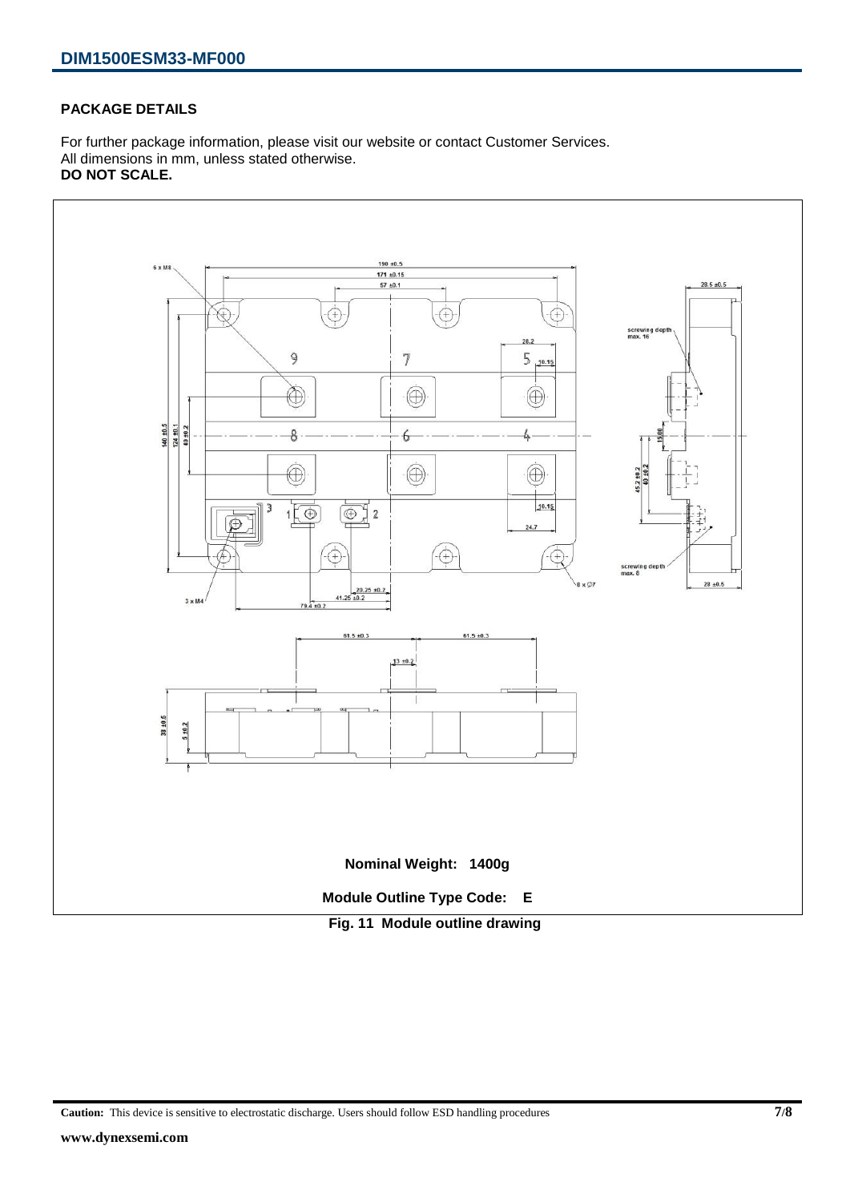## PACKAGE DETAILS

For further package information, please visit our website or contact Customer Services.
All dimensions in mm, unless stated otherwise.
**DO NOT SCALE.**

6 x M8
190 ±0.5
171 ±0.15
57 ±0.1
28.5 ±0.5
screwing depth max. 16
28.2
10.15
9
7
5
140 ±0.5
124 ±0.1
40 ±0.2
8
6
4
15.00
45.2 ±0.2
40 ±0.2
3
1
2
10.15
24.7
screwing depth max. 8
8 x Ø7
28 ±0.5
3 x M4
20.25 ±0.7
41.25 ±0.2
79.4 ±0.7
61.5 ±0.3
61.5 ±0.3
13 ±0.2
38 ±0.5
5 ±0.2

**Nominal Weight: 1400g**

**Module Outline Type Code: E**

**Fig. 11 Module outline drawing**

**Caution:** This device is sensitive to electrostatic discharge. Users should follow ESD handling procedures

**www.dynexsemi.com**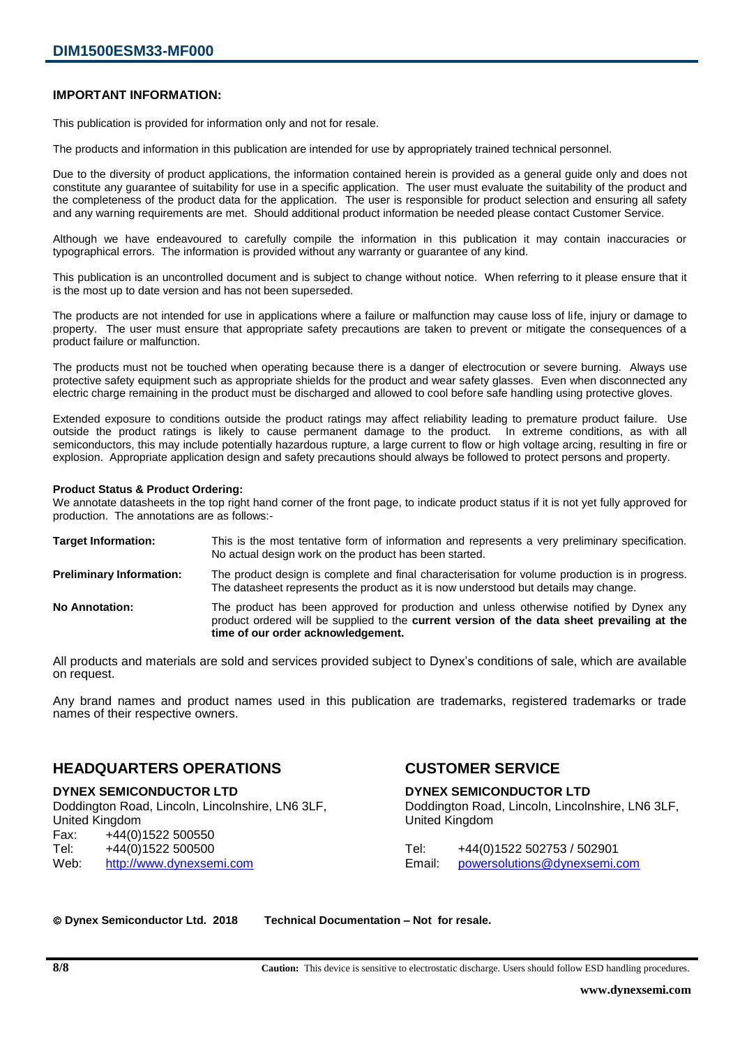### IMPORTANT INFORMATION:

This publication is provided for information only and not for resale.

The products and information in this publication are intended for use by appropriately trained technical personnel.

Due to the diversity of product applications, the information contained herein is provided as a general guide only and does not constitute any guarantee of suitability for use in a specific application. The user must evaluate the suitability of the product and the completeness of the product data for the application. The user is responsible for product selection and ensuring all safety and any warning requirements are met. Should additional product information be needed please contact Customer Service.

Although we have endeavoured to carefully compile the information in this publication it may contain inaccuracies or typographical errors. The information is provided without any warranty or guarantee of any kind.

This publication is an uncontrolled document and is subject to change without notice. When referring to it please ensure that it is the most up to date version and has not been superseded.

The products are not intended for use in applications where a failure or malfunction may cause loss of life, injury or damage to property. The user must ensure that appropriate safety precautions are taken to prevent or mitigate the consequences of a product failure or malfunction.

The products must not be touched when operating because there is a danger of electrocution or severe burning. Always use protective safety equipment such as appropriate shields for the product and wear safety glasses. Even when disconnected any electric charge remaining in the product must be discharged and allowed to cool before safe handling using protective gloves.

Extended exposure to conditions outside the product ratings may affect reliability leading to premature product failure. Use outside the product ratings is likely to cause permanent damage to the product. In extreme conditions, as with all semiconductors, this may include potentially hazardous rupture, a large current to flow or high voltage arcing, resulting in fire or explosion. Appropriate application design and safety precautions should always be followed to protect persons and property.

**Product Status & Product Ordering:**

We annotate datasheets in the top right hand corner of the front page, to indicate product status if it is not yet fully approved for production. The annotations are as follows:-

**Target Information:** This is the most tentative form of information and represents a very preliminary specification. No actual design work on the product has been started.

**Preliminary Information:** The product design is complete and final characterisation for volume production is in progress. The datasheet represents the product as it is now understood but details may change.

**No Annotation:** The product has been approved for production and unless otherwise notified by Dynex any product ordered will be supplied to the **current version of the data sheet prevailing at the time of our order acknowledgement.**

All products and materials are sold and services provided subject to Dynex's conditions of sale, which are available on request.

Any brand names and product names used in this publication are trademarks, registered trademarks or trade names of their respective owners.

## HEADQUARTERS OPERATIONS

**DYNEX SEMICONDUCTOR LTD**
Doddington Road, Lincoln, Lincolnshire, LN6 3LF,
United Kingdom
Fax: +44(0)1522 500550
Tel: +44(0)1522 500500
Web: http://www.dynexsemi.com

## CUSTOMER SERVICE

**DYNEX SEMICONDUCTOR LTD**
Doddington Road, Lincoln, Lincolnshire, LN6 3LF,
United Kingdom

Tel: +44(0)1522 502753 / 502901
Email: powersolutions@dynexsemi.com

**© Dynex Semiconductor Ltd. 2018** **Technical Documentation – Not for resale.**